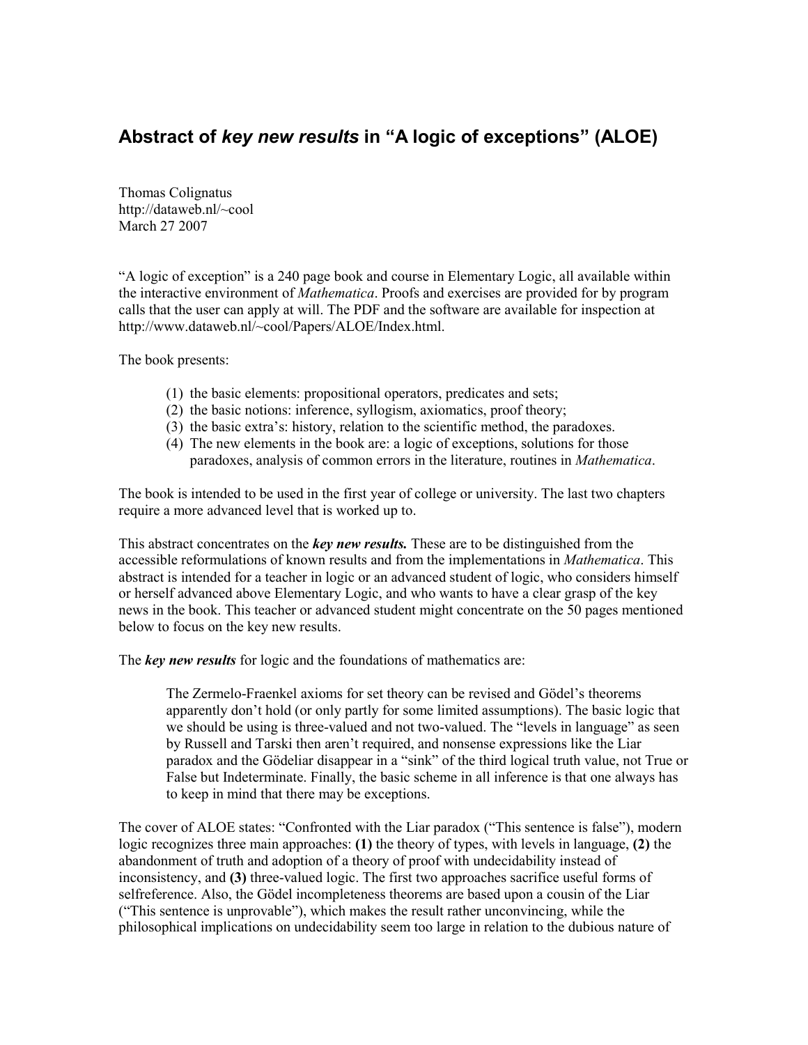# Abstract of *key new results* in "A logic of exceptions" (ALOE)

Thomas Colignatus
http://dataweb.nl/~cool
March 27 2007

"A logic of exception" is a 240 page book and course in Elementary Logic, all available within the interactive environment of *Mathematica*. Proofs and exercises are provided for by program calls that the user can apply at will. The PDF and the software are available for inspection at http://www.dataweb.nl/~cool/Papers/ALOE/Index.html.

The book presents:

1. the basic elements: propositional operators, predicates and sets;
2. the basic notions: inference, syllogism, axiomatics, proof theory;
3. the basic extra's: history, relation to the scientific method, the paradoxes.
4. The new elements in the book are: a logic of exceptions, solutions for those paradoxes, analysis of common errors in the literature, routines in *Mathematica*.

The book is intended to be used in the first year of college or university. The last two chapters require a more advanced level that is worked up to.

This abstract concentrates on the ***key new results.*** These are to be distinguished from the accessible reformulations of known results and from the implementations in *Mathematica*. This abstract is intended for a teacher in logic or an advanced student of logic, who considers himself or herself advanced above Elementary Logic, and who wants to have a clear grasp of the key news in the book. This teacher or advanced student might concentrate on the 50 pages mentioned below to focus on the key new results.

The ***key new results*** for logic and the foundations of mathematics are:

> The Zermelo-Fraenkel axioms for set theory can be revised and Gödel's theorems apparently don't hold (or only partly for some limited assumptions). The basic logic that we should be using is three-valued and not two-valued. The "levels in language" as seen by Russell and Tarski then aren't required, and nonsense expressions like the Liar paradox and the Gödeliar disappear in a "sink" of the third logical truth value, not True or False but Indeterminate. Finally, the basic scheme in all inference is that one always has to keep in mind that there may be exceptions.

The cover of ALOE states: "Confronted with the Liar paradox ("This sentence is false"), modern logic recognizes three main approaches: **(1)** the theory of types, with levels in language, **(2)** the abandonment of truth and adoption of a theory of proof with undecidability instead of inconsistency, and **(3)** three-valued logic. The first two approaches sacrifice useful forms of selfreference. Also, the Gödel incompleteness theorems are based upon a cousin of the Liar ("This sentence is unprovable"), which makes the result rather unconvincing, while the philosophical implications on undecidability seem too large in relation to the dubious nature of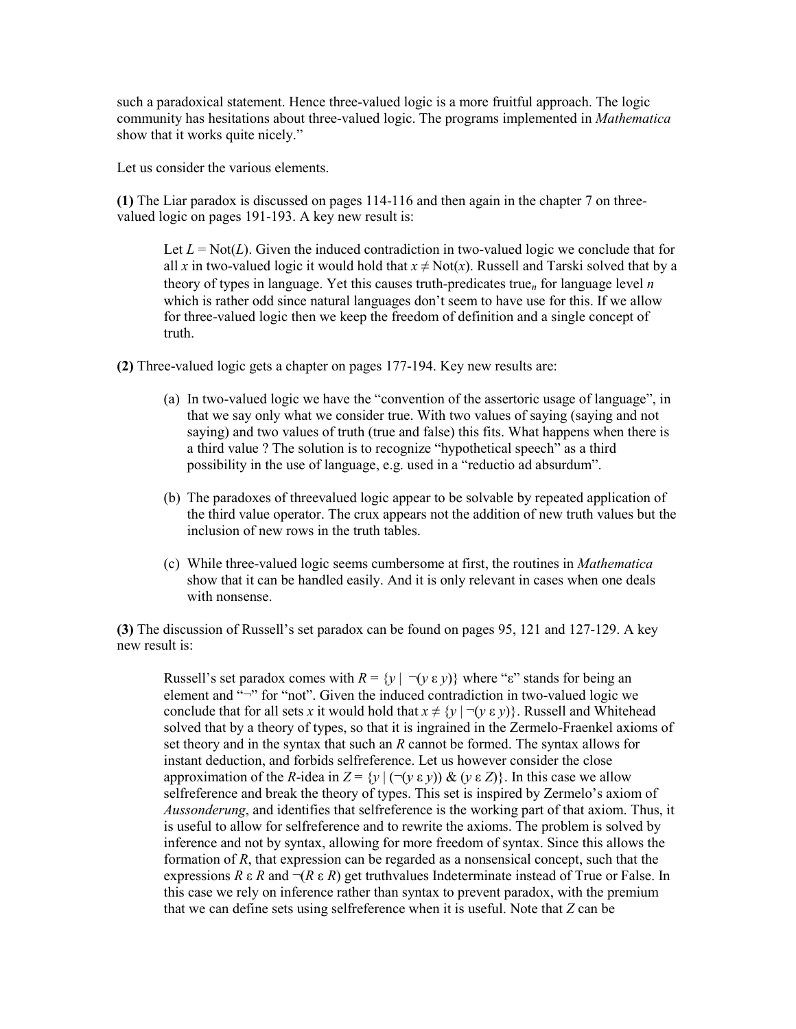such a paradoxical statement. Hence three-valued logic is a more fruitful approach. The logic community has hesitations about three-valued logic. The programs implemented in *Mathematica* show that it works quite nicely."

Let us consider the various elements.

**(1)** The Liar paradox is discussed on pages 114-116 and then again in the chapter 7 on three-valued logic on pages 191-193. A key new result is:

> Let $L = \text{Not}(L)$. Given the induced contradiction in two-valued logic we conclude that for all $x$ in two-valued logic it would hold that $x \neq \text{Not}(x)$. Russell and Tarski solved that by a theory of types in language. Yet this causes truth-predicates $\text{true}_n$ for language level $n$ which is rather odd since natural languages don't seem to have use for this. If we allow for three-valued logic then we keep the freedom of definition and a single concept of truth.

**(2)** Three-valued logic gets a chapter on pages 177-194. Key new results are:

> (a) In two-valued logic we have the "convention of the assertoric usage of language", in that we say only what we consider true. With two values of saying (saying and not saying) and two values of truth (true and false) this fits. What happens when there is a third value ? The solution is to recognize "hypothetical speech" as a third possibility in the use of language, e.g. used in a "reductio ad absurdum".
>
> (b) The paradoxes of threevalued logic appear to be solvable by repeated application of the third value operator. The crux appears not the addition of new truth values but the inclusion of new rows in the truth tables.
>
> (c) While three-valued logic seems cumbersome at first, the routines in *Mathematica* show that it can be handled easily. And it is only relevant in cases when one deals with nonsense.

**(3)** The discussion of Russell's set paradox can be found on pages 95, 121 and 127-129. A key new result is:

> Russell's set paradox comes with $R = \{y \mid \neg(y \,\varepsilon\, y)\}$ where "ε" stands for being an element and "¬" for "not". Given the induced contradiction in two-valued logic we conclude that for all sets $x$ it would hold that $x \neq \{y \mid \neg(y \,\varepsilon\, y)\}$. Russell and Whitehead solved that by a theory of types, so that it is ingrained in the Zermelo-Fraenkel axioms of set theory and in the syntax that such an $R$ cannot be formed. The syntax allows for instant deduction, and forbids selfreference. Let us however consider the close approximation of the $R$-idea in $Z = \{y \mid (\neg(y \,\varepsilon\, y)) \,\&\, (y \,\varepsilon\, Z)\}$. In this case we allow selfreference and break the theory of types. This set is inspired by Zermelo's axiom of *Aussonderung*, and identifies that selfreference is the working part of that axiom. Thus, it is useful to allow for selfreference and to rewrite the axioms. The problem is solved by inference and not by syntax, allowing for more freedom of syntax. Since this allows the formation of $R$, that expression can be regarded as a nonsensical concept, such that the expressions $R \,\varepsilon\, R$ and $\neg(R \,\varepsilon\, R)$ get truthvalues Indeterminate instead of True or False. In this case we rely on inference rather than syntax to prevent paradox, with the premium that we can define sets using selfreference when it is useful. Note that $Z$ can be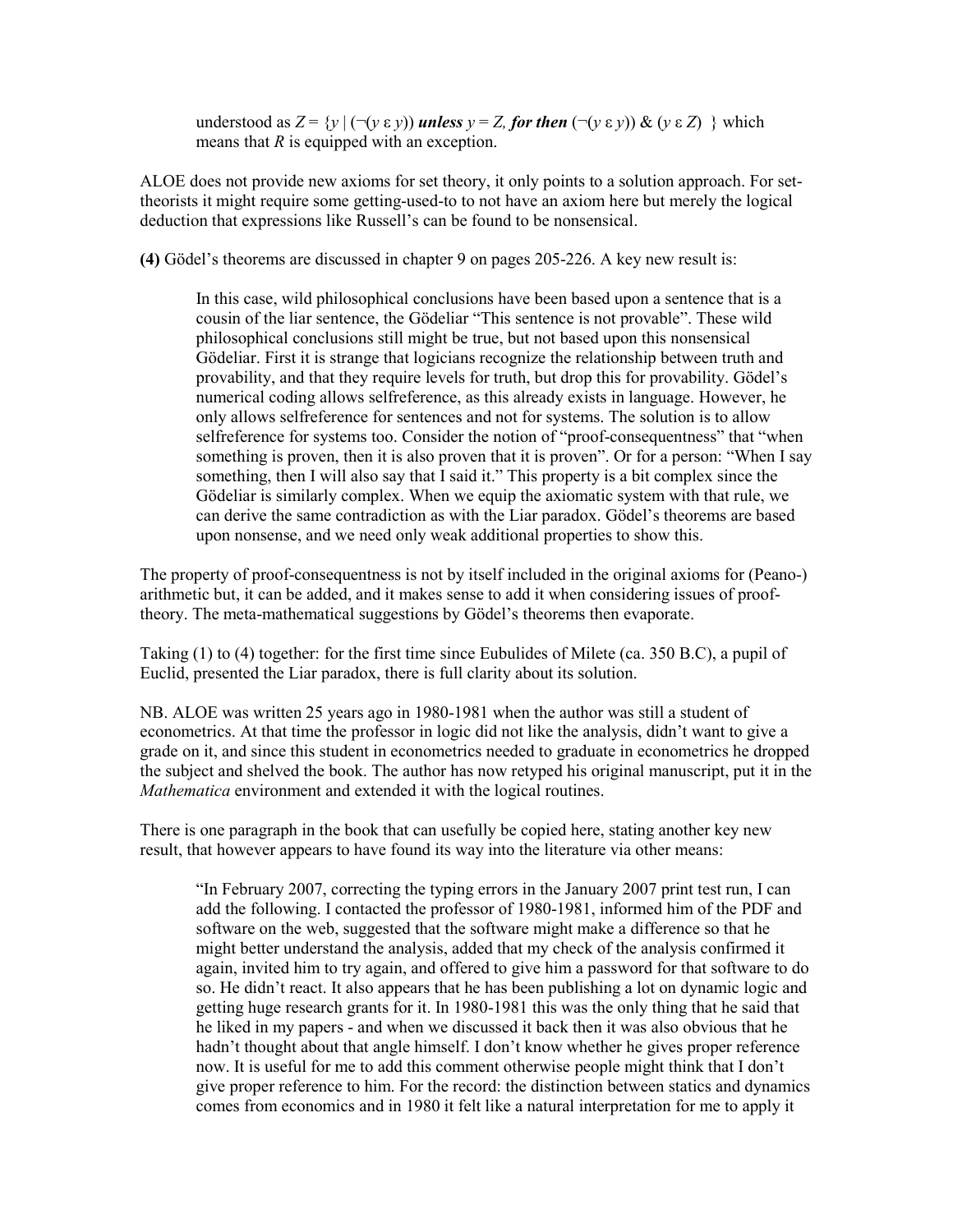understood as $Z = \{y \mid (\neg(y \in y))$ ***unless*** $y = Z$, ***for then*** $(\neg(y \in y)) \;\&\; (y \in Z)\ \}$ which means that $R$ is equipped with an exception.

ALOE does not provide new axioms for set theory, it only points to a solution approach. For set-theorists it might require some getting-used-to to not have an axiom here but merely the logical deduction that expressions like Russell's can be found to be nonsensical.

**(4)** Gödel's theorems are discussed in chapter 9 on pages 205-226. A key new result is:

> In this case, wild philosophical conclusions have been based upon a sentence that is a cousin of the liar sentence, the Gödeliar "This sentence is not provable". These wild philosophical conclusions still might be true, but not based upon this nonsensical Gödeliar. First it is strange that logicians recognize the relationship between truth and provability, and that they require levels for truth, but drop this for provability. Gödel's numerical coding allows selfreference, as this already exists in language. However, he only allows selfreference for sentences and not for systems. The solution is to allow selfreference for systems too. Consider the notion of "proof-consequentness" that "when something is proven, then it is also proven that it is proven". Or for a person: "When I say something, then I will also say that I said it." This property is a bit complex since the Gödeliar is similarly complex. When we equip the axiomatic system with that rule, we can derive the same contradiction as with the Liar paradox. Gödel's theorems are based upon nonsense, and we need only weak additional properties to show this.

The property of proof-consequentness is not by itself included in the original axioms for (Peano-) arithmetic but, it can be added, and it makes sense to add it when considering issues of proof-theory. The meta-mathematical suggestions by Gödel's theorems then evaporate.

Taking (1) to (4) together: for the first time since Eubulides of Milete (ca. 350 B.C), a pupil of Euclid, presented the Liar paradox, there is full clarity about its solution.

NB. ALOE was written 25 years ago in 1980-1981 when the author was still a student of econometrics. At that time the professor in logic did not like the analysis, didn't want to give a grade on it, and since this student in econometrics needed to graduate in econometrics he dropped the subject and shelved the book. The author has now retyped his original manuscript, put it in the *Mathematica* environment and extended it with the logical routines.

There is one paragraph in the book that can usefully be copied here, stating another key new result, that however appears to have found its way into the literature via other means:

> "In February 2007, correcting the typing errors in the January 2007 print test run, I can add the following. I contacted the professor of 1980-1981, informed him of the PDF and software on the web, suggested that the software might make a difference so that he might better understand the analysis, added that my check of the analysis confirmed it again, invited him to try again, and offered to give him a password for that software to do so. He didn't react. It also appears that he has been publishing a lot on dynamic logic and getting huge research grants for it. In 1980-1981 this was the only thing that he said that he liked in my papers - and when we discussed it back then it was also obvious that he hadn't thought about that angle himself. I don't know whether he gives proper reference now. It is useful for me to add this comment otherwise people might think that I don't give proper reference to him. For the record: the distinction between statics and dynamics comes from economics and in 1980 it felt like a natural interpretation for me to apply it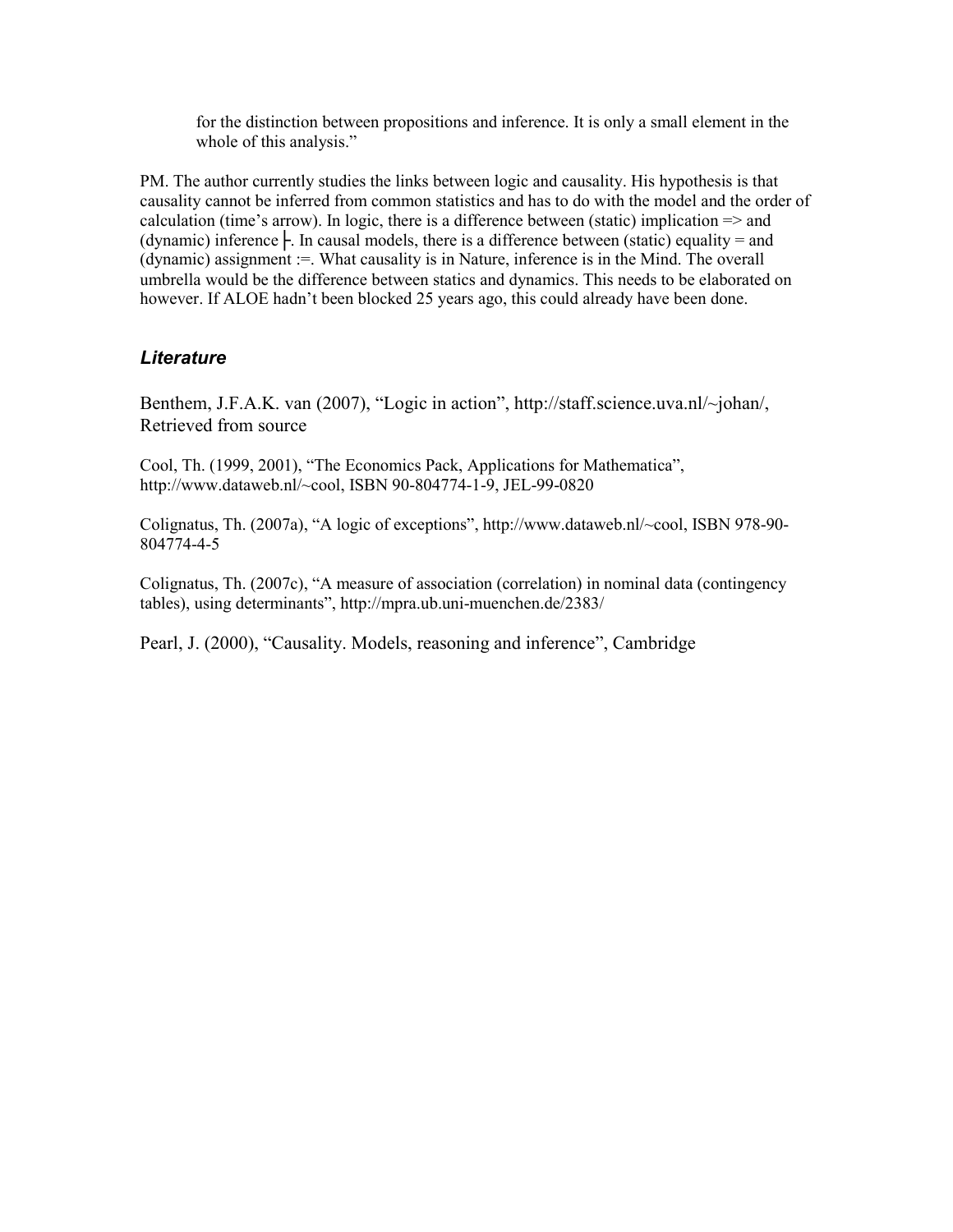for the distinction between propositions and inference. It is only a small element in the whole of this analysis."

PM. The author currently studies the links between logic and causality. His hypothesis is that causality cannot be inferred from common statistics and has to do with the model and the order of calculation (time's arrow). In logic, there is a difference between (static) implication => and (dynamic) inference ├. In causal models, there is a difference between (static) equality = and (dynamic) assignment :=. What causality is in Nature, inference is in the Mind. The overall umbrella would be the difference between statics and dynamics. This needs to be elaborated on however. If ALOE hadn't been blocked 25 years ago, this could already have been done.

## *Literature*

Benthem, J.F.A.K. van (2007), "Logic in action", http://staff.science.uva.nl/~johan/, Retrieved from source

Cool, Th. (1999, 2001), "The Economics Pack, Applications for Mathematica", http://www.dataweb.nl/~cool, ISBN 90-804774-1-9, JEL-99-0820

Colignatus, Th. (2007a), "A logic of exceptions", http://www.dataweb.nl/~cool, ISBN 978-90-804774-4-5

Colignatus, Th. (2007c), "A measure of association (correlation) in nominal data (contingency tables), using determinants", http://mpra.ub.uni-muenchen.de/2383/

Pearl, J. (2000), "Causality. Models, reasoning and inference", Cambridge